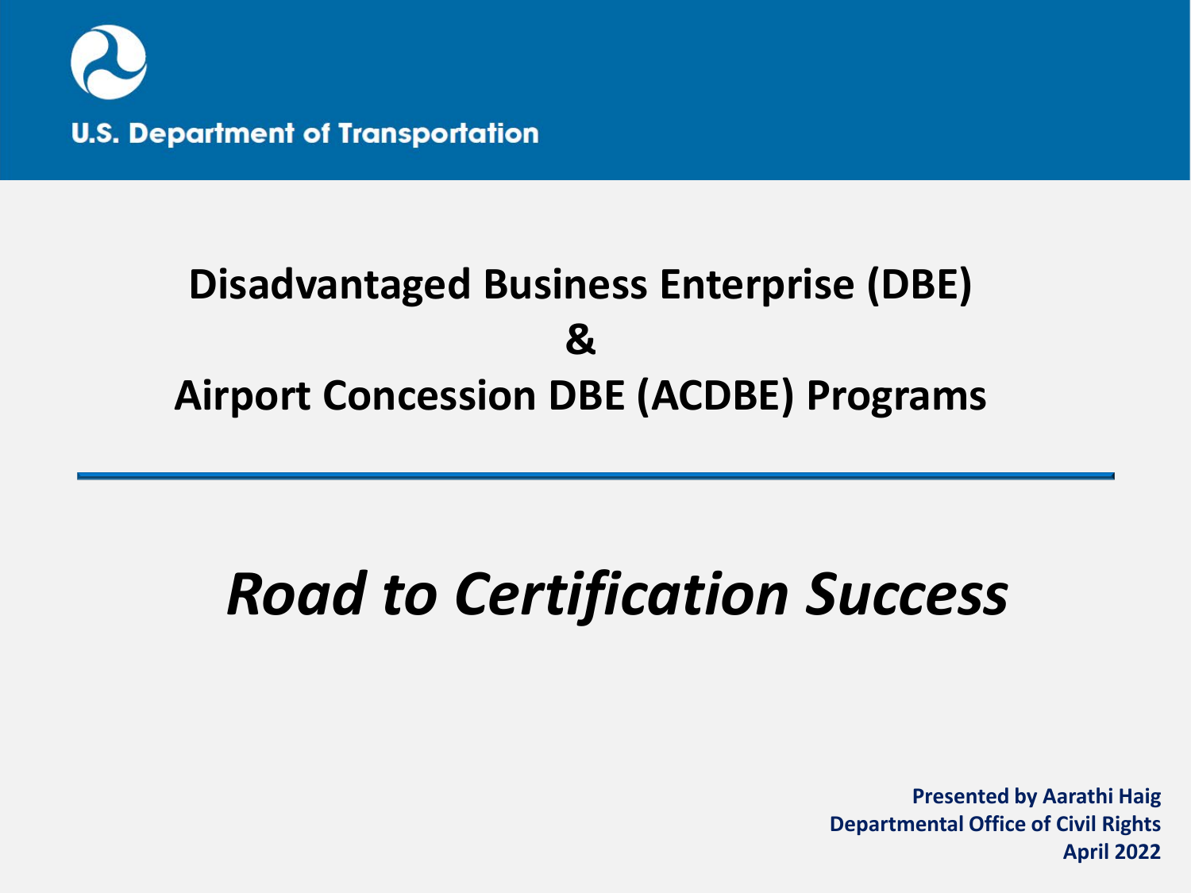U.S. Department of Transportation

# Disadvantaged Business Enterprise (DBE) & Airport Concession DBE (ACDBE) Programs

## *Road to Certification Success*

**Presented by Aarathi Haig**
**Departmental Office of Civil Rights**
**April 2022**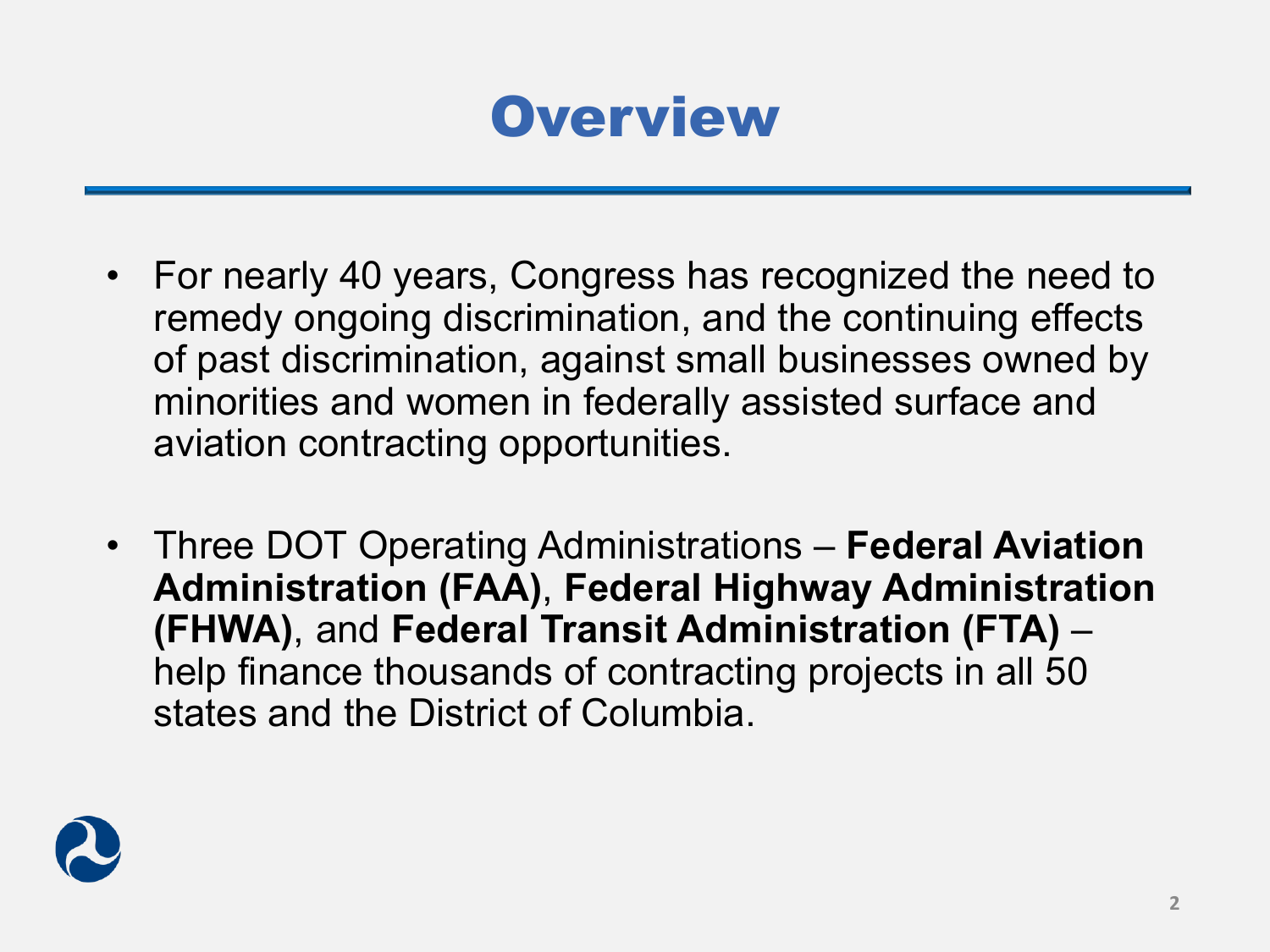# Overview

- For nearly 40 years, Congress has recognized the need to remedy ongoing discrimination, and the continuing effects of past discrimination, against small businesses owned by minorities and women in federally assisted surface and aviation contracting opportunities.

- Three DOT Operating Administrations – **Federal Aviation Administration (FAA)**, **Federal Highway Administration (FHWA)**, and **Federal Transit Administration (FTA)** – help finance thousands of contracting projects in all 50 states and the District of Columbia.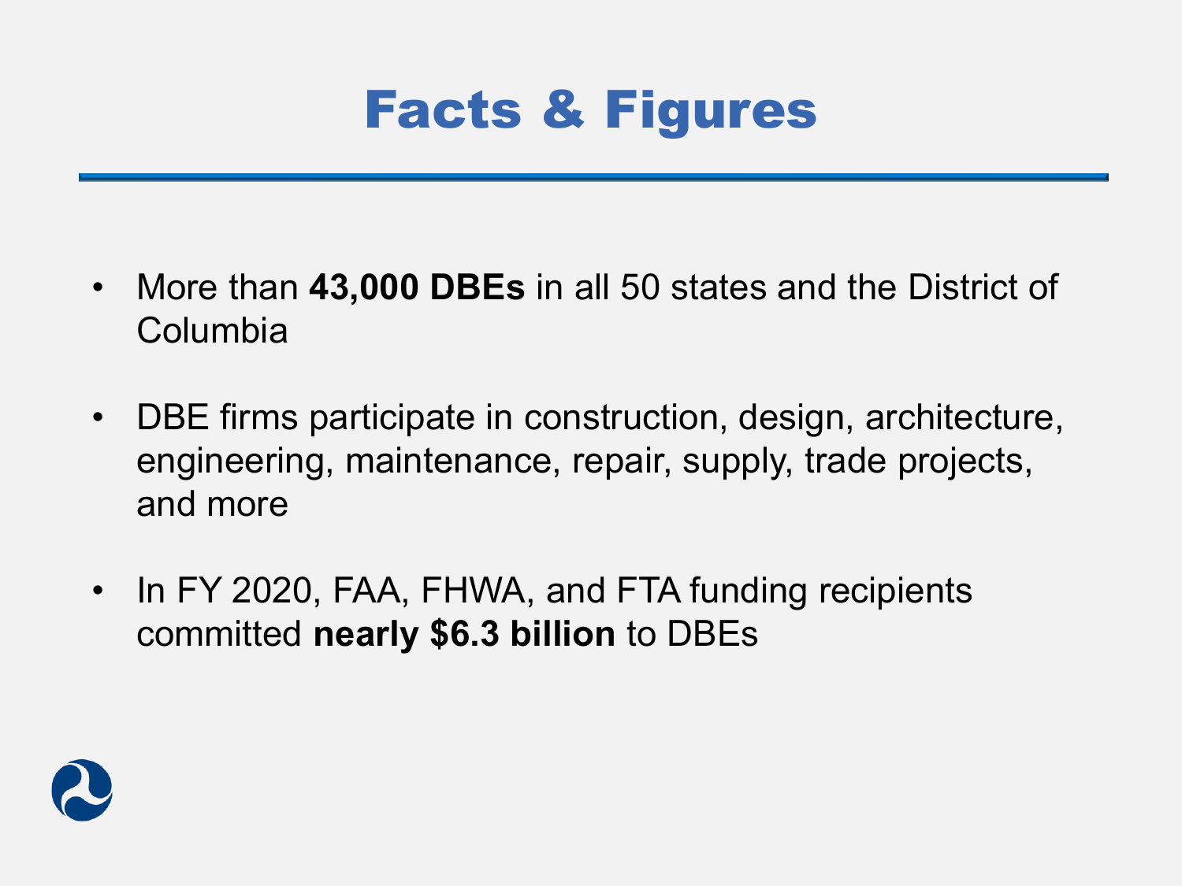# Facts & Figures

- More than **43,000 DBEs** in all 50 states and the District of Columbia
- DBE firms participate in construction, design, architecture, engineering, maintenance, repair, supply, trade projects, and more
- In FY 2020, FAA, FHWA, and FTA funding recipients committed **nearly $6.3 billion** to DBEs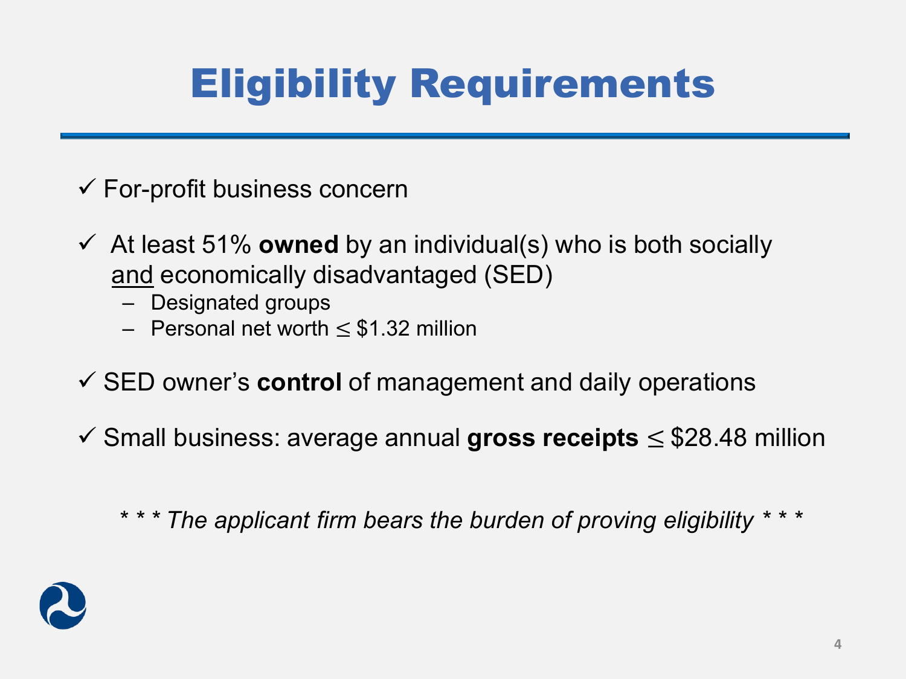# Eligibility Requirements

- ✓ For-profit business concern
- ✓ At least 51% **owned** by an individual(s) who is both socially <u>and</u> economically disadvantaged (SED)
  - Designated groups
  - Personal net worth ≤ $1.32 million
- ✓ SED owner's **control** of management and daily operations
- ✓ Small business: average annual **gross receipts** ≤ $28.48 million

*\* \* \* The applicant firm bears the burden of proving eligibility \* \* \**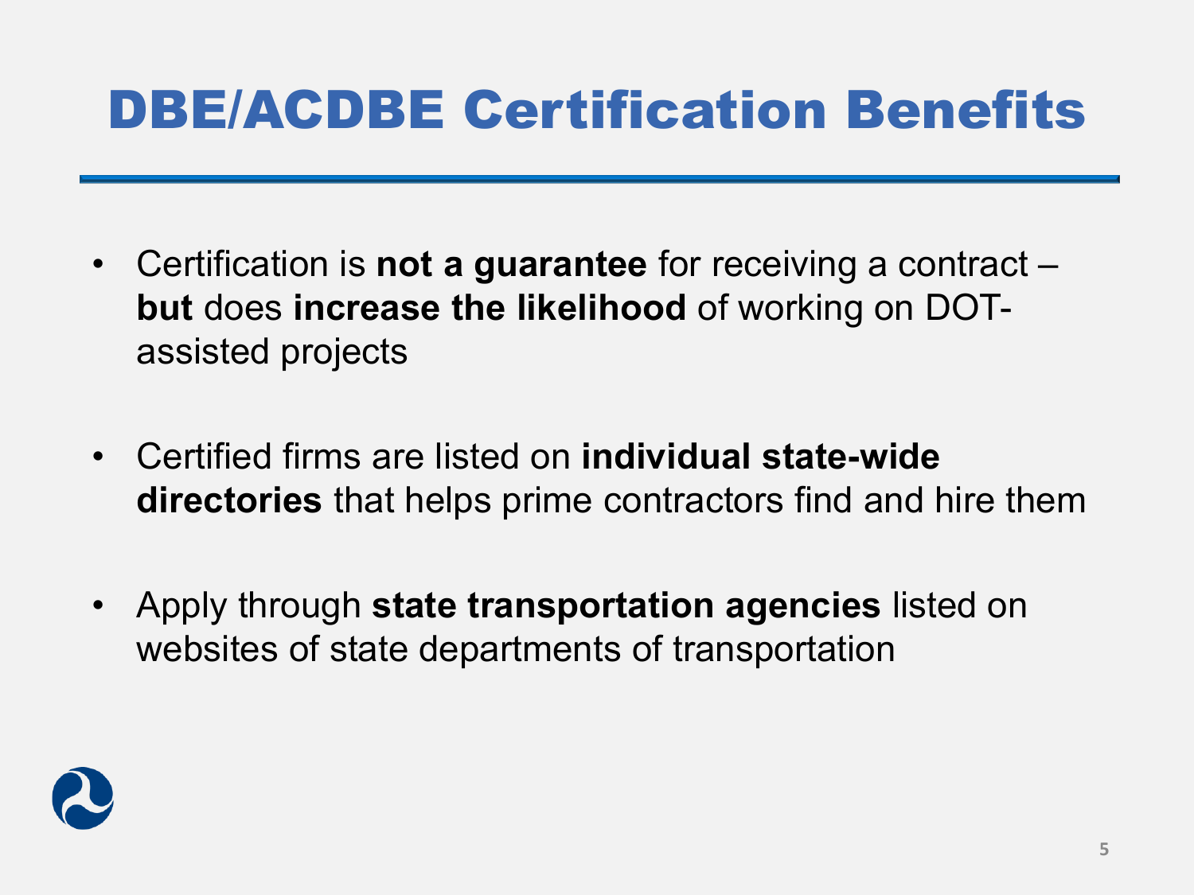# DBE/ACDBE Certification Benefits

- Certification is **not a guarantee** for receiving a contract – **but** does **increase the likelihood** of working on DOT-assisted projects

- Certified firms are listed on **individual state-wide directories** that helps prime contractors find and hire them

- Apply through **state transportation agencies** listed on websites of state departments of transportation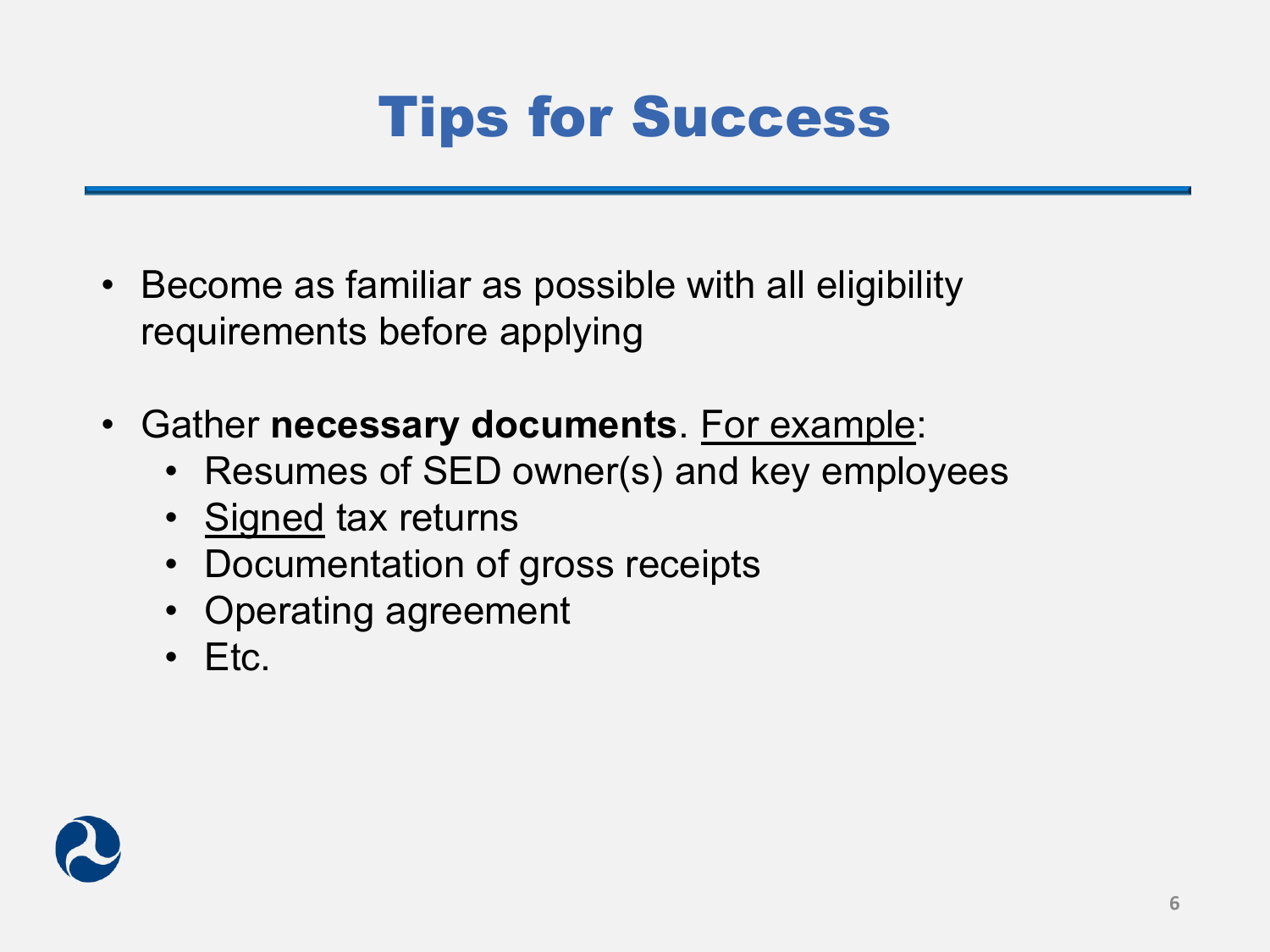# Tips for Success

- Become as familiar as possible with all eligibility requirements before applying

- Gather **necessary documents**. <u>For example</u>:
  - Resumes of SED owner(s) and key employees
  - <u>Signed</u> tax returns
  - Documentation of gross receipts
  - Operating agreement
  - Etc.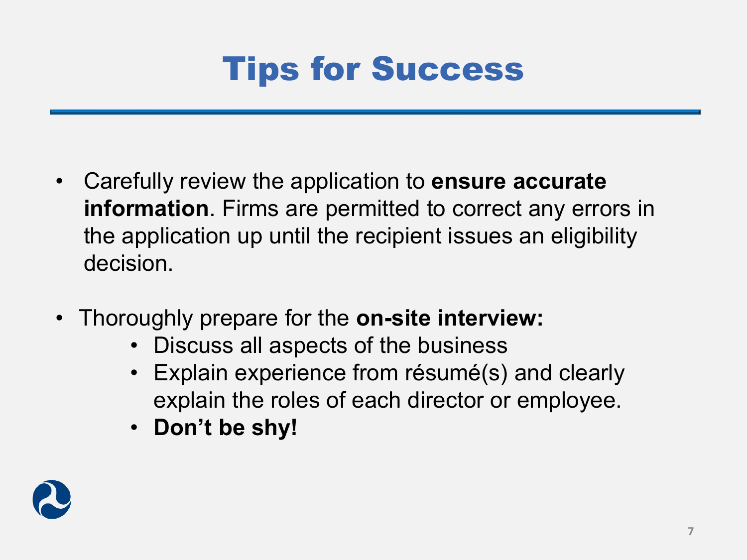# Tips for Success

- Carefully review the application to **ensure accurate information**. Firms are permitted to correct any errors in the application up until the recipient issues an eligibility decision.

- Thoroughly prepare for the **on-site interview:**
  - Discuss all aspects of the business
  - Explain experience from résumé(s) and clearly explain the roles of each director or employee.
  - **Don't be shy!**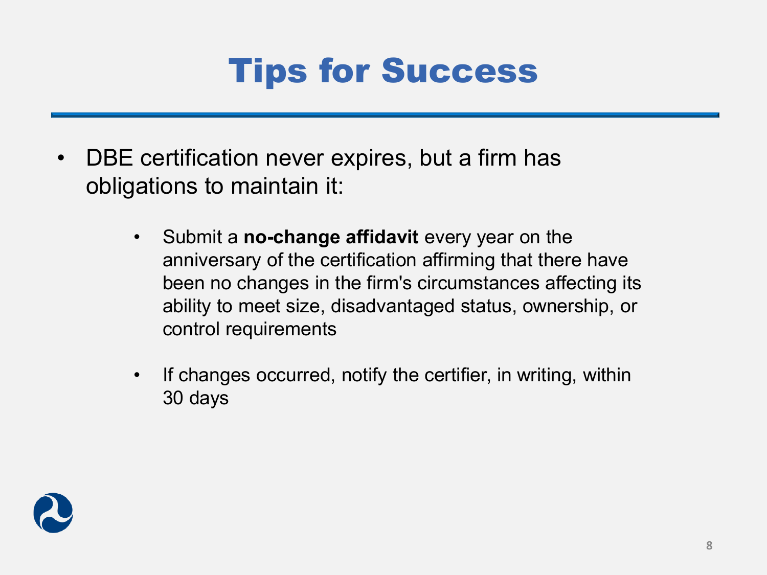# Tips for Success

- DBE certification never expires, but a firm has obligations to maintain it:
    - Submit a **no-change affidavit** every year on the anniversary of the certification affirming that there have been no changes in the firm's circumstances affecting its ability to meet size, disadvantaged status, ownership, or control requirements
    - If changes occurred, notify the certifier, in writing, within 30 days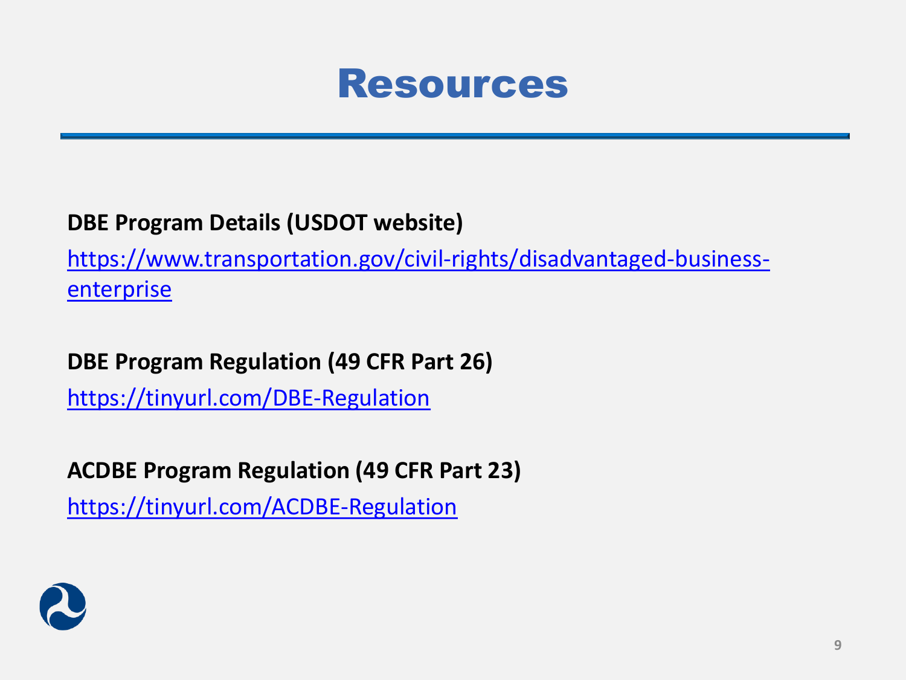# Resources

**DBE Program Details (USDOT website)**

https://www.transportation.gov/civil-rights/disadvantaged-business-enterprise

**DBE Program Regulation (49 CFR Part 26)**

https://tinyurl.com/DBE-Regulation

**ACDBE Program Regulation (49 CFR Part 23)**

https://tinyurl.com/ACDBE-Regulation